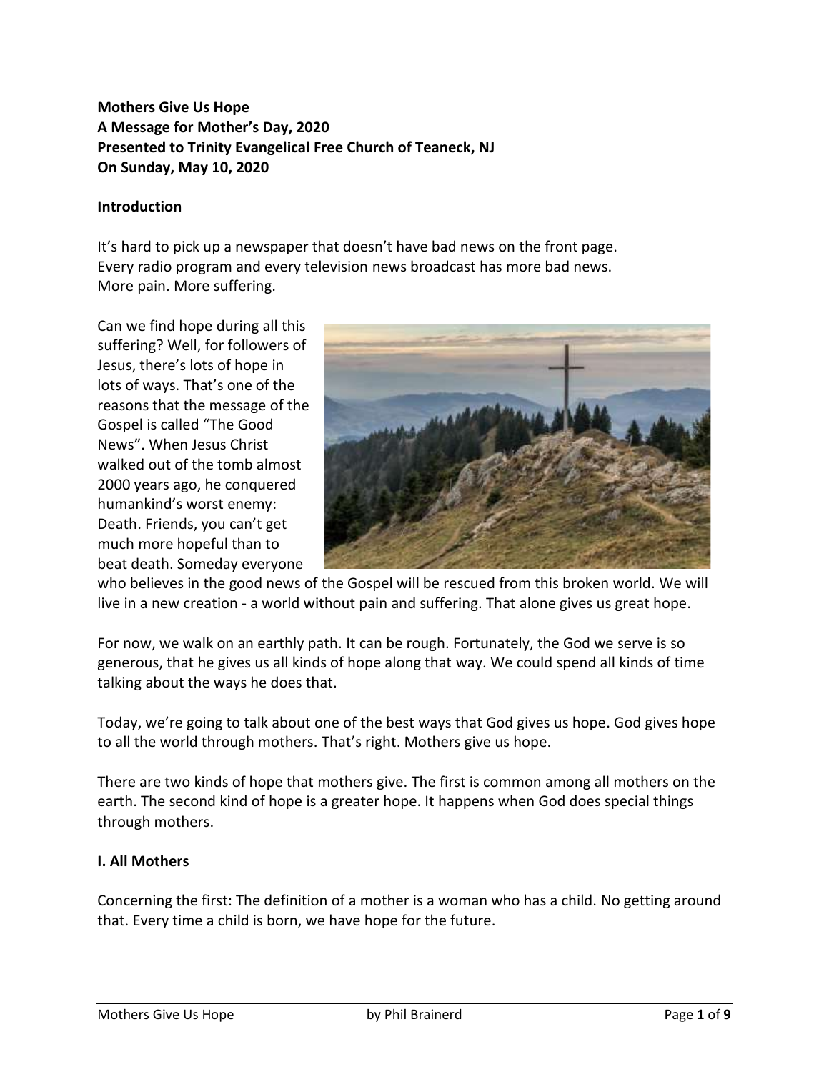**Mothers Give Us Hope**
**A Message for Mother's Day, 2020**
**Presented to Trinity Evangelical Free Church of Teaneck, NJ**
**On Sunday, May 10, 2020**

**Introduction**

It's hard to pick up a newspaper that doesn't have bad news on the front page. Every radio program and every television news broadcast has more bad news. More pain. More suffering.

Can we find hope during all this suffering? Well, for followers of Jesus, there's lots of hope in lots of ways. That's one of the reasons that the message of the Gospel is called "The Good News". When Jesus Christ walked out of the tomb almost 2000 years ago, he conquered humankind's worst enemy: Death. Friends, you can't get much more hopeful than to beat death. Someday everyone who believes in the good news of the Gospel will be rescued from this broken world. We will live in a new creation - a world without pain and suffering. That alone gives us great hope.

For now, we walk on an earthly path. It can be rough. Fortunately, the God we serve is so generous, that he gives us all kinds of hope along that way. We could spend all kinds of time talking about the ways he does that.

Today, we're going to talk about one of the best ways that God gives us hope. God gives hope to all the world through mothers. That's right. Mothers give us hope.

There are two kinds of hope that mothers give. The first is common among all mothers on the earth. The second kind of hope is a greater hope. It happens when God does special things through mothers.

**I. All Mothers**

Concerning the first: The definition of a mother is a woman who has a child. No getting around that. Every time a child is born, we have hope for the future.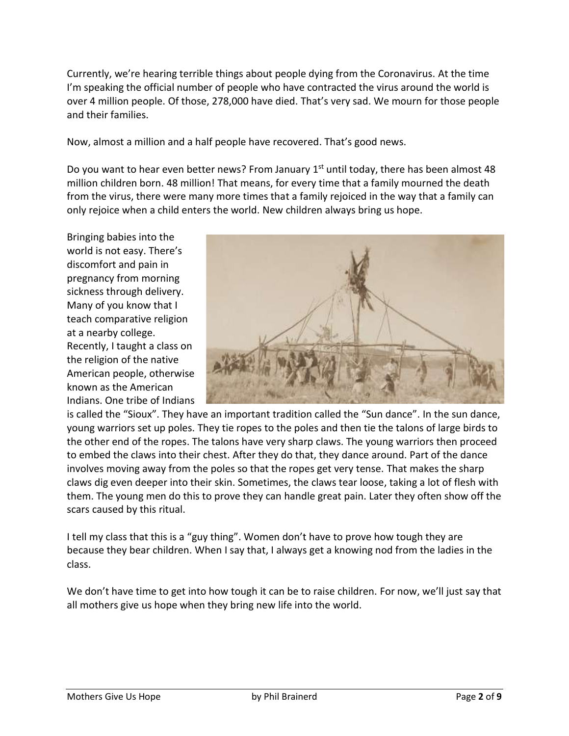Currently, we're hearing terrible things about people dying from the Coronavirus. At the time I'm speaking the official number of people who have contracted the virus around the world is over 4 million people. Of those, 278,000 have died. That's very sad. We mourn for those people and their families.

Now, almost a million and a half people have recovered. That's good news.

Do you want to hear even better news? From January 1st until today, there has been almost 48 million children born. 48 million! That means, for every time that a family mourned the death from the virus, there were many more times that a family rejoiced in the way that a family can only rejoice when a child enters the world. New children always bring us hope.

Bringing babies into the world is not easy. There's discomfort and pain in pregnancy from morning sickness through delivery. Many of you know that I teach comparative religion at a nearby college. Recently, I taught a class on the religion of the native American people, otherwise known as the American Indians. One tribe of Indians is called the "Sioux". They have an important tradition called the "Sun dance". In the sun dance, young warriors set up poles. They tie ropes to the poles and then tie the talons of large birds to the other end of the ropes. The talons have very sharp claws. The young warriors then proceed to embed the claws into their chest. After they do that, they dance around. Part of the dance involves moving away from the poles so that the ropes get very tense. That makes the sharp claws dig even deeper into their skin. Sometimes, the claws tear loose, taking a lot of flesh with them. The young men do this to prove they can handle great pain. Later they often show off the scars caused by this ritual.

I tell my class that this is a "guy thing". Women don't have to prove how tough they are because they bear children. When I say that, I always get a knowing nod from the ladies in the class.

We don't have time to get into how tough it can be to raise children. For now, we'll just say that all mothers give us hope when they bring new life into the world.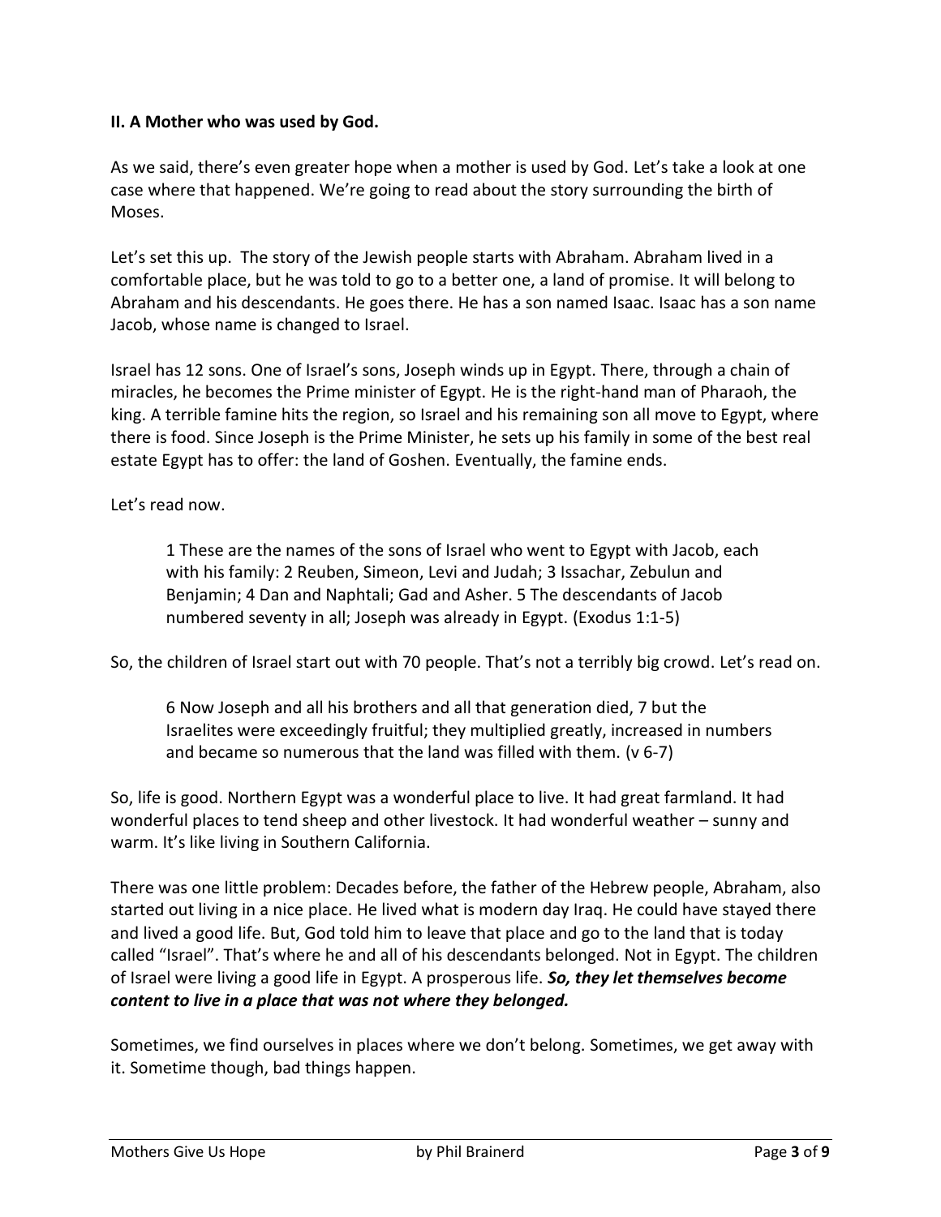**II. A Mother who was used by God.**

As we said, there's even greater hope when a mother is used by God. Let's take a look at one case where that happened. We're going to read about the story surrounding the birth of Moses.

Let's set this up. The story of the Jewish people starts with Abraham. Abraham lived in a comfortable place, but he was told to go to a better one, a land of promise. It will belong to Abraham and his descendants. He goes there. He has a son named Isaac. Isaac has a son name Jacob, whose name is changed to Israel.

Israel has 12 sons. One of Israel's sons, Joseph winds up in Egypt. There, through a chain of miracles, he becomes the Prime minister of Egypt. He is the right-hand man of Pharaoh, the king. A terrible famine hits the region, so Israel and his remaining son all move to Egypt, where there is food. Since Joseph is the Prime Minister, he sets up his family in some of the best real estate Egypt has to offer: the land of Goshen. Eventually, the famine ends.

Let's read now.

> 1 These are the names of the sons of Israel who went to Egypt with Jacob, each with his family: 2 Reuben, Simeon, Levi and Judah; 3 Issachar, Zebulun and Benjamin; 4 Dan and Naphtali; Gad and Asher. 5 The descendants of Jacob numbered seventy in all; Joseph was already in Egypt. (Exodus 1:1-5)

So, the children of Israel start out with 70 people. That's not a terribly big crowd. Let's read on.

> 6 Now Joseph and all his brothers and all that generation died, 7 but the Israelites were exceedingly fruitful; they multiplied greatly, increased in numbers and became so numerous that the land was filled with them. (v 6-7)

So, life is good. Northern Egypt was a wonderful place to live. It had great farmland. It had wonderful places to tend sheep and other livestock. It had wonderful weather – sunny and warm. It's like living in Southern California.

There was one little problem: Decades before, the father of the Hebrew people, Abraham, also started out living in a nice place. He lived what is modern day Iraq. He could have stayed there and lived a good life. But, God told him to leave that place and go to the land that is today called "Israel". That's where he and all of his descendants belonged. Not in Egypt. The children of Israel were living a good life in Egypt. A prosperous life. ***So, they let themselves become content to live in a place that was not where they belonged.***

Sometimes, we find ourselves in places where we don't belong. Sometimes, we get away with it. Sometime though, bad things happen.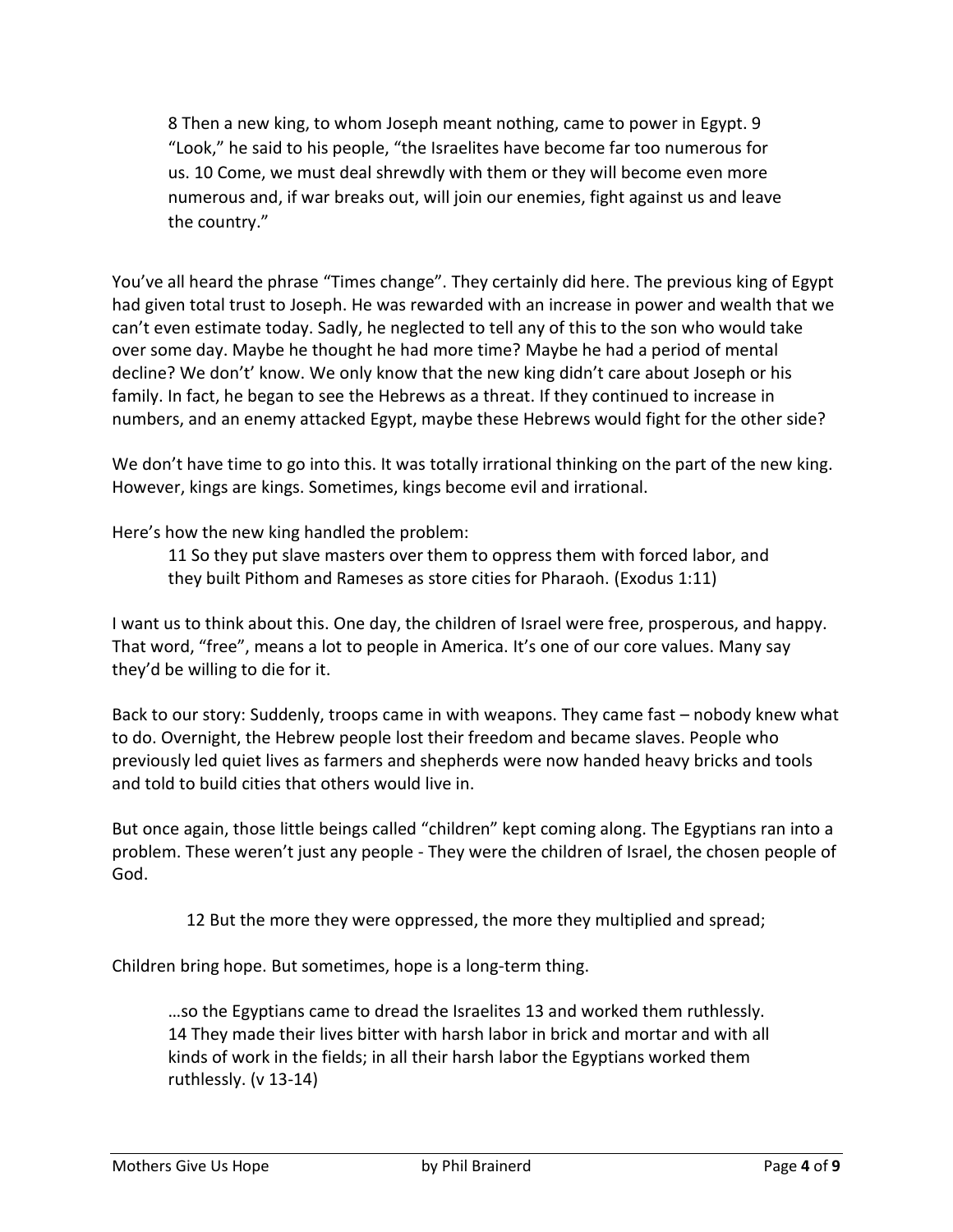> 8 Then a new king, to whom Joseph meant nothing, came to power in Egypt. 9 "Look," he said to his people, "the Israelites have become far too numerous for us. 10 Come, we must deal shrewdly with them or they will become even more numerous and, if war breaks out, will join our enemies, fight against us and leave the country."

You've all heard the phrase "Times change". They certainly did here. The previous king of Egypt had given total trust to Joseph. He was rewarded with an increase in power and wealth that we can't even estimate today. Sadly, he neglected to tell any of this to the son who would take over some day. Maybe he thought he had more time? Maybe he had a period of mental decline? We don't' know. We only know that the new king didn't care about Joseph or his family. In fact, he began to see the Hebrews as a threat. If they continued to increase in numbers, and an enemy attacked Egypt, maybe these Hebrews would fight for the other side?

We don't have time to go into this. It was totally irrational thinking on the part of the new king. However, kings are kings. Sometimes, kings become evil and irrational.

Here's how the new king handled the problem:

> 11 So they put slave masters over them to oppress them with forced labor, and they built Pithom and Rameses as store cities for Pharaoh. (Exodus 1:11)

I want us to think about this. One day, the children of Israel were free, prosperous, and happy. That word, "free", means a lot to people in America. It's one of our core values. Many say they'd be willing to die for it.

Back to our story: Suddenly, troops came in with weapons. They came fast – nobody knew what to do. Overnight, the Hebrew people lost their freedom and became slaves. People who previously led quiet lives as farmers and shepherds were now handed heavy bricks and tools and told to build cities that others would live in.

But once again, those little beings called "children" kept coming along. The Egyptians ran into a problem. These weren't just any people - They were the children of Israel, the chosen people of God.

> 12 But the more they were oppressed, the more they multiplied and spread;

Children bring hope. But sometimes, hope is a long-term thing.

> …so the Egyptians came to dread the Israelites 13 and worked them ruthlessly. 14 They made their lives bitter with harsh labor in brick and mortar and with all kinds of work in the fields; in all their harsh labor the Egyptians worked them ruthlessly. (v 13-14)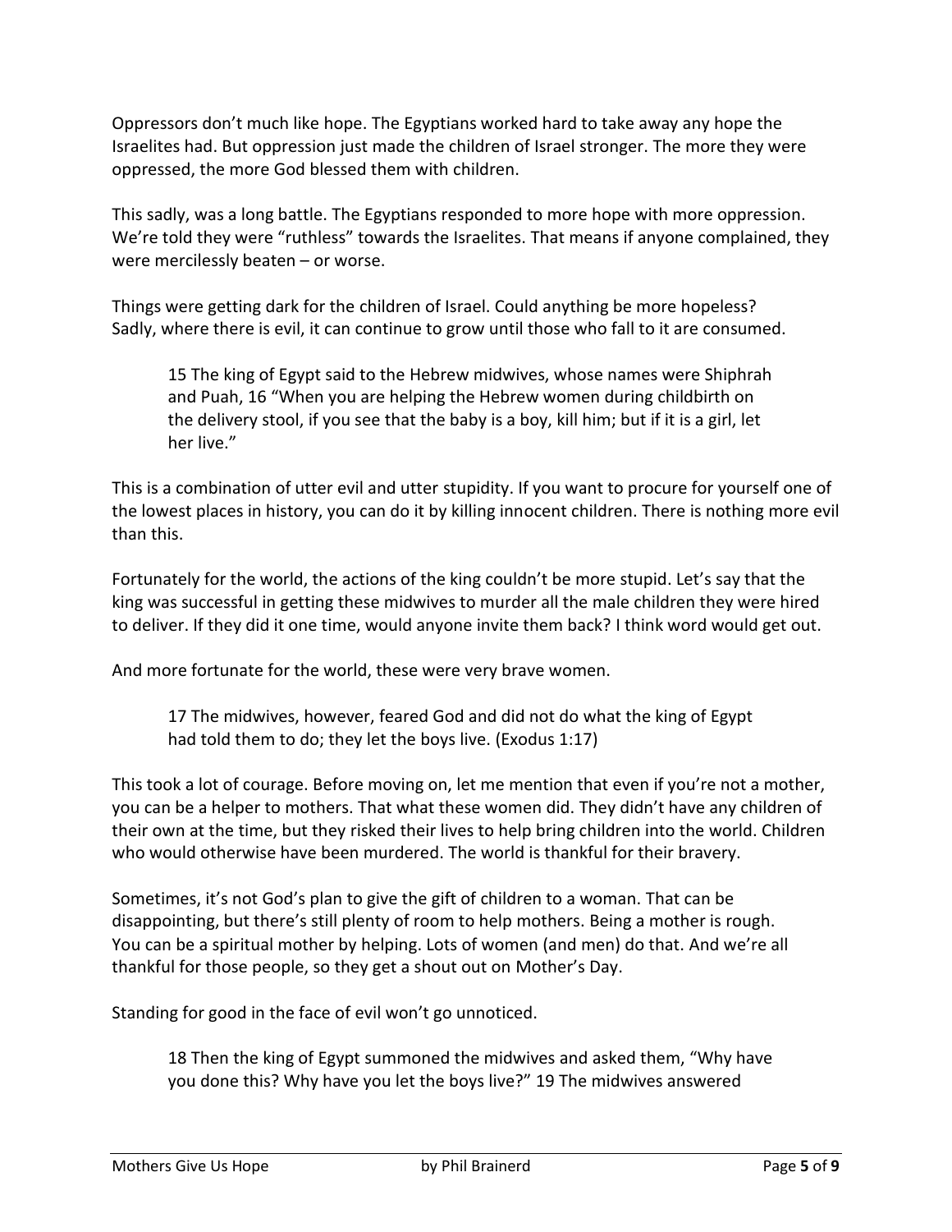Oppressors don't much like hope. The Egyptians worked hard to take away any hope the Israelites had. But oppression just made the children of Israel stronger. The more they were oppressed, the more God blessed them with children.

This sadly, was a long battle. The Egyptians responded to more hope with more oppression. We're told they were "ruthless" towards the Israelites. That means if anyone complained, they were mercilessly beaten – or worse.

Things were getting dark for the children of Israel. Could anything be more hopeless? Sadly, where there is evil, it can continue to grow until those who fall to it are consumed.

> 15 The king of Egypt said to the Hebrew midwives, whose names were Shiphrah and Puah, 16 "When you are helping the Hebrew women during childbirth on the delivery stool, if you see that the baby is a boy, kill him; but if it is a girl, let her live."

This is a combination of utter evil and utter stupidity. If you want to procure for yourself one of the lowest places in history, you can do it by killing innocent children. There is nothing more evil than this.

Fortunately for the world, the actions of the king couldn't be more stupid. Let's say that the king was successful in getting these midwives to murder all the male children they were hired to deliver. If they did it one time, would anyone invite them back? I think word would get out.

And more fortunate for the world, these were very brave women.

> 17 The midwives, however, feared God and did not do what the king of Egypt had told them to do; they let the boys live. (Exodus 1:17)

This took a lot of courage. Before moving on, let me mention that even if you're not a mother, you can be a helper to mothers. That what these women did. They didn't have any children of their own at the time, but they risked their lives to help bring children into the world. Children who would otherwise have been murdered. The world is thankful for their bravery.

Sometimes, it's not God's plan to give the gift of children to a woman. That can be disappointing, but there's still plenty of room to help mothers. Being a mother is rough. You can be a spiritual mother by helping. Lots of women (and men) do that. And we're all thankful for those people, so they get a shout out on Mother's Day.

Standing for good in the face of evil won't go unnoticed.

> 18 Then the king of Egypt summoned the midwives and asked them, "Why have you done this? Why have you let the boys live?" 19 The midwives answered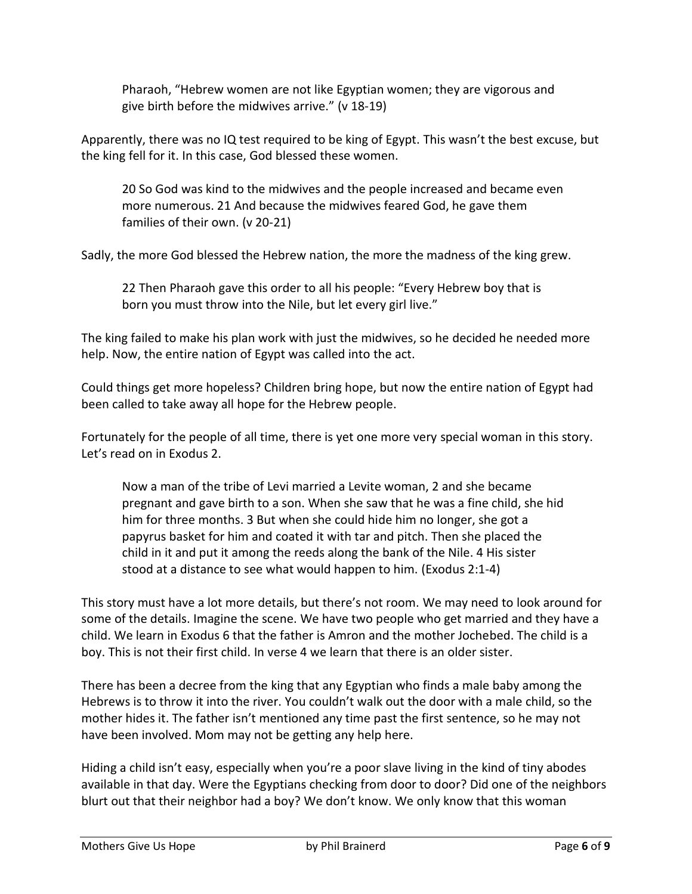> Pharaoh, "Hebrew women are not like Egyptian women; they are vigorous and give birth before the midwives arrive." (v 18-19)

Apparently, there was no IQ test required to be king of Egypt. This wasn't the best excuse, but the king fell for it. In this case, God blessed these women.

> 20 So God was kind to the midwives and the people increased and became even more numerous. 21 And because the midwives feared God, he gave them families of their own. (v 20-21)

Sadly, the more God blessed the Hebrew nation, the more the madness of the king grew.

> 22 Then Pharaoh gave this order to all his people: "Every Hebrew boy that is born you must throw into the Nile, but let every girl live."

The king failed to make his plan work with just the midwives, so he decided he needed more help. Now, the entire nation of Egypt was called into the act.

Could things get more hopeless? Children bring hope, but now the entire nation of Egypt had been called to take away all hope for the Hebrew people.

Fortunately for the people of all time, there is yet one more very special woman in this story. Let's read on in Exodus 2.

> Now a man of the tribe of Levi married a Levite woman, 2 and she became pregnant and gave birth to a son. When she saw that he was a fine child, she hid him for three months. 3 But when she could hide him no longer, she got a papyrus basket for him and coated it with tar and pitch. Then she placed the child in it and put it among the reeds along the bank of the Nile. 4 His sister stood at a distance to see what would happen to him. (Exodus 2:1-4)

This story must have a lot more details, but there's not room. We may need to look around for some of the details. Imagine the scene. We have two people who get married and they have a child. We learn in Exodus 6 that the father is Amron and the mother Jochebed. The child is a boy. This is not their first child. In verse 4 we learn that there is an older sister.

There has been a decree from the king that any Egyptian who finds a male baby among the Hebrews is to throw it into the river. You couldn't walk out the door with a male child, so the mother hides it. The father isn't mentioned any time past the first sentence, so he may not have been involved. Mom may not be getting any help here.

Hiding a child isn't easy, especially when you're a poor slave living in the kind of tiny abodes available in that day. Were the Egyptians checking from door to door? Did one of the neighbors blurt out that their neighbor had a boy? We don't know. We only know that this woman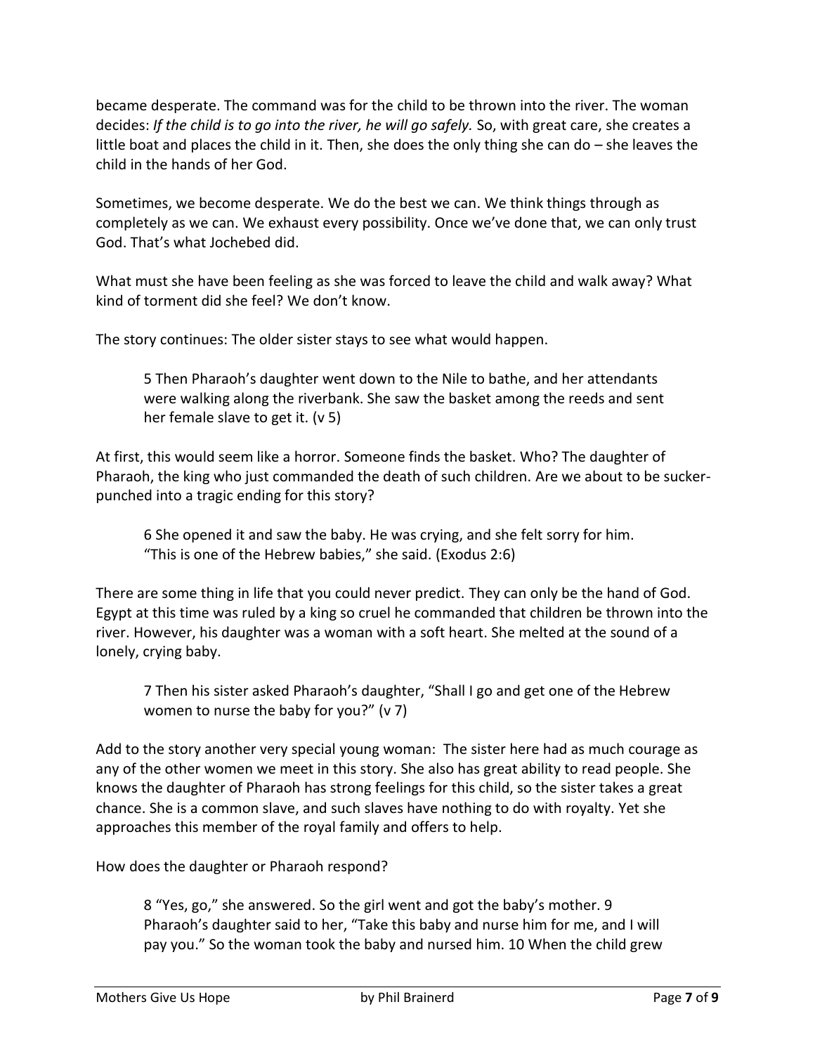became desperate. The command was for the child to be thrown into the river. The woman decides: *If the child is to go into the river, he will go safely.* So, with great care, she creates a little boat and places the child in it. Then, she does the only thing she can do – she leaves the child in the hands of her God.

Sometimes, we become desperate. We do the best we can. We think things through as completely as we can. We exhaust every possibility. Once we've done that, we can only trust God. That's what Jochebed did.

What must she have been feeling as she was forced to leave the child and walk away? What kind of torment did she feel? We don't know.

The story continues: The older sister stays to see what would happen.

> 5 Then Pharaoh's daughter went down to the Nile to bathe, and her attendants were walking along the riverbank. She saw the basket among the reeds and sent her female slave to get it. (v 5)

At first, this would seem like a horror. Someone finds the basket. Who? The daughter of Pharaoh, the king who just commanded the death of such children. Are we about to be sucker-punched into a tragic ending for this story?

> 6 She opened it and saw the baby. He was crying, and she felt sorry for him. "This is one of the Hebrew babies," she said. (Exodus 2:6)

There are some thing in life that you could never predict. They can only be the hand of God. Egypt at this time was ruled by a king so cruel he commanded that children be thrown into the river. However, his daughter was a woman with a soft heart. She melted at the sound of a lonely, crying baby.

> 7 Then his sister asked Pharaoh's daughter, "Shall I go and get one of the Hebrew women to nurse the baby for you?" (v 7)

Add to the story another very special young woman: The sister here had as much courage as any of the other women we meet in this story. She also has great ability to read people. She knows the daughter of Pharaoh has strong feelings for this child, so the sister takes a great chance. She is a common slave, and such slaves have nothing to do with royalty. Yet she approaches this member of the royal family and offers to help.

How does the daughter or Pharaoh respond?

> 8 "Yes, go," she answered. So the girl went and got the baby's mother. 9 Pharaoh's daughter said to her, "Take this baby and nurse him for me, and I will pay you." So the woman took the baby and nursed him. 10 When the child grew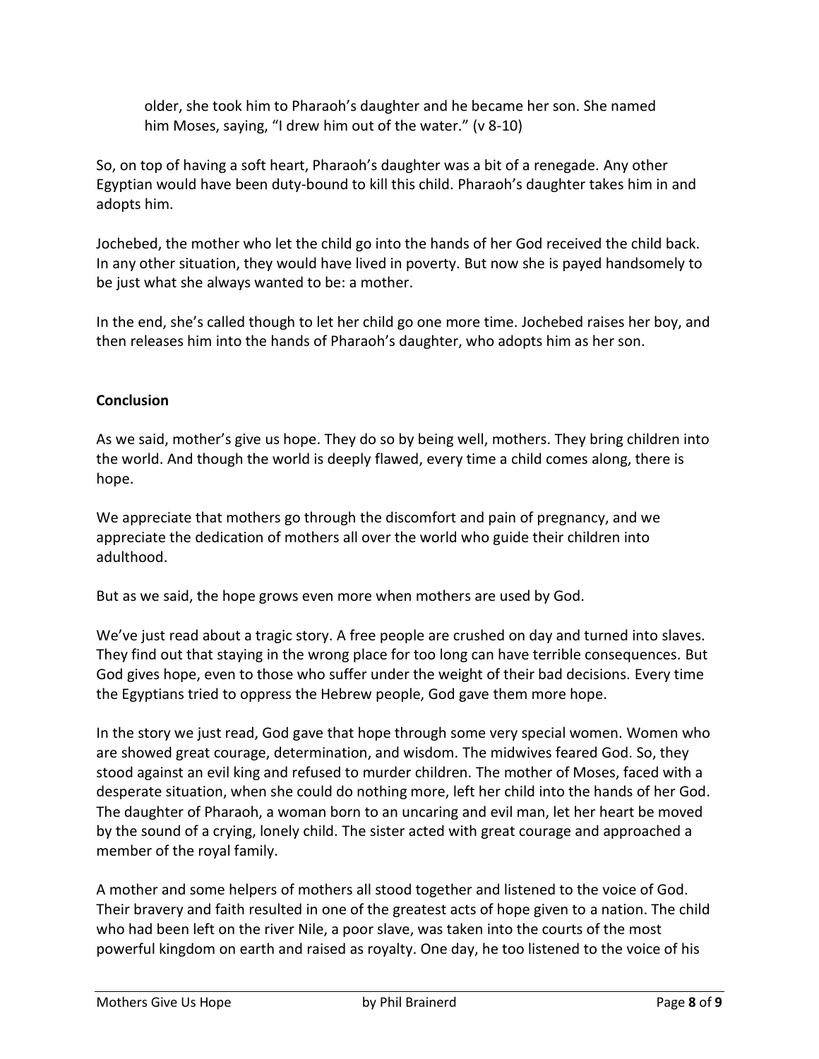> older, she took him to Pharaoh's daughter and he became her son. She named him Moses, saying, "I drew him out of the water." (v 8-10)

So, on top of having a soft heart, Pharaoh's daughter was a bit of a renegade. Any other Egyptian would have been duty-bound to kill this child. Pharaoh's daughter takes him in and adopts him.

Jochebed, the mother who let the child go into the hands of her God received the child back. In any other situation, they would have lived in poverty. But now she is payed handsomely to be just what she always wanted to be: a mother.

In the end, she's called though to let her child go one more time. Jochebed raises her boy, and then releases him into the hands of Pharaoh's daughter, who adopts him as her son.

**Conclusion**

As we said, mother's give us hope. They do so by being well, mothers. They bring children into the world. And though the world is deeply flawed, every time a child comes along, there is hope.

We appreciate that mothers go through the discomfort and pain of pregnancy, and we appreciate the dedication of mothers all over the world who guide their children into adulthood.

But as we said, the hope grows even more when mothers are used by God.

We've just read about a tragic story. A free people are crushed on day and turned into slaves. They find out that staying in the wrong place for too long can have terrible consequences. But God gives hope, even to those who suffer under the weight of their bad decisions. Every time the Egyptians tried to oppress the Hebrew people, God gave them more hope.

In the story we just read, God gave that hope through some very special women. Women who are showed great courage, determination, and wisdom. The midwives feared God. So, they stood against an evil king and refused to murder children. The mother of Moses, faced with a desperate situation, when she could do nothing more, left her child into the hands of her God. The daughter of Pharaoh, a woman born to an uncaring and evil man, let her heart be moved by the sound of a crying, lonely child. The sister acted with great courage and approached a member of the royal family.

A mother and some helpers of mothers all stood together and listened to the voice of God. Their bravery and faith resulted in one of the greatest acts of hope given to a nation. The child who had been left on the river Nile, a poor slave, was taken into the courts of the most powerful kingdom on earth and raised as royalty. One day, he too listened to the voice of his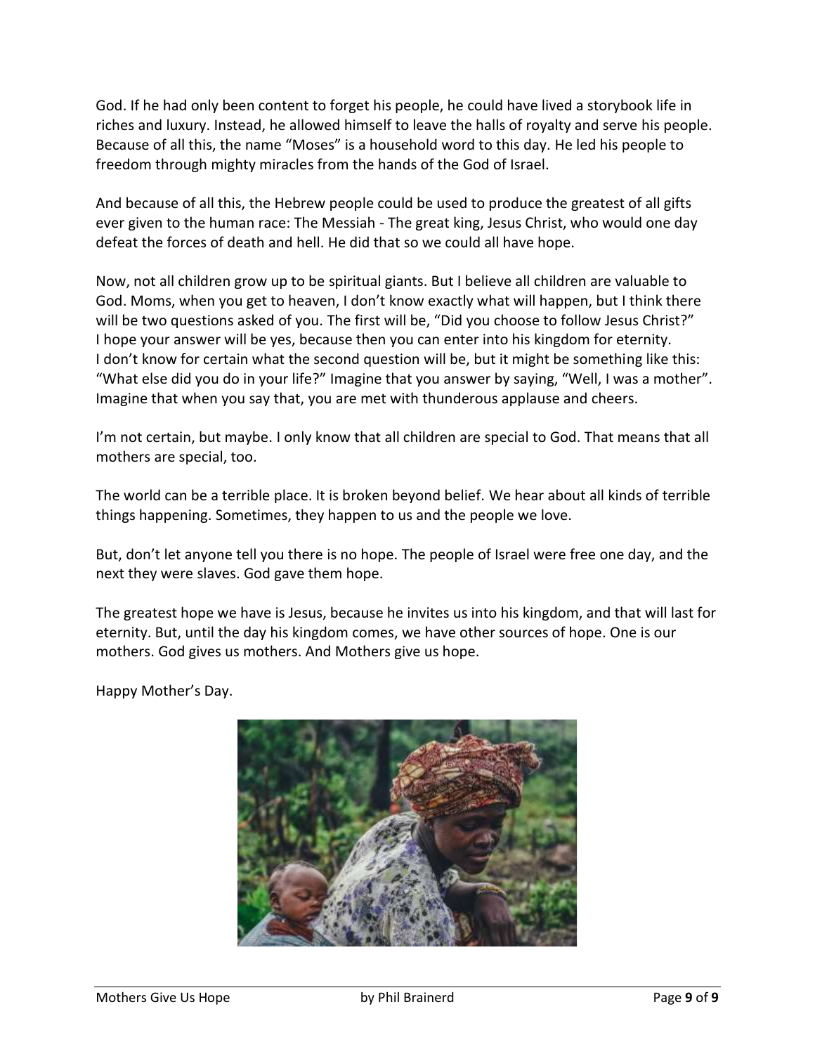God. If he had only been content to forget his people, he could have lived a storybook life in riches and luxury. Instead, he allowed himself to leave the halls of royalty and serve his people. Because of all this, the name "Moses" is a household word to this day. He led his people to freedom through mighty miracles from the hands of the God of Israel.

And because of all this, the Hebrew people could be used to produce the greatest of all gifts ever given to the human race: The Messiah - The great king, Jesus Christ, who would one day defeat the forces of death and hell. He did that so we could all have hope.

Now, not all children grow up to be spiritual giants. But I believe all children are valuable to God. Moms, when you get to heaven, I don't know exactly what will happen, but I think there will be two questions asked of you. The first will be, "Did you choose to follow Jesus Christ?" I hope your answer will be yes, because then you can enter into his kingdom for eternity. I don't know for certain what the second question will be, but it might be something like this: "What else did you do in your life?" Imagine that you answer by saying, "Well, I was a mother". Imagine that when you say that, you are met with thunderous applause and cheers.

I'm not certain, but maybe. I only know that all children are special to God. That means that all mothers are special, too.

The world can be a terrible place. It is broken beyond belief. We hear about all kinds of terrible things happening. Sometimes, they happen to us and the people we love.

But, don't let anyone tell you there is no hope. The people of Israel were free one day, and the next they were slaves. God gave them hope.

The greatest hope we have is Jesus, because he invites us into his kingdom, and that will last for eternity. But, until the day his kingdom comes, we have other sources of hope. One is our mothers. God gives us mothers. And Mothers give us hope.

Happy Mother's Day.